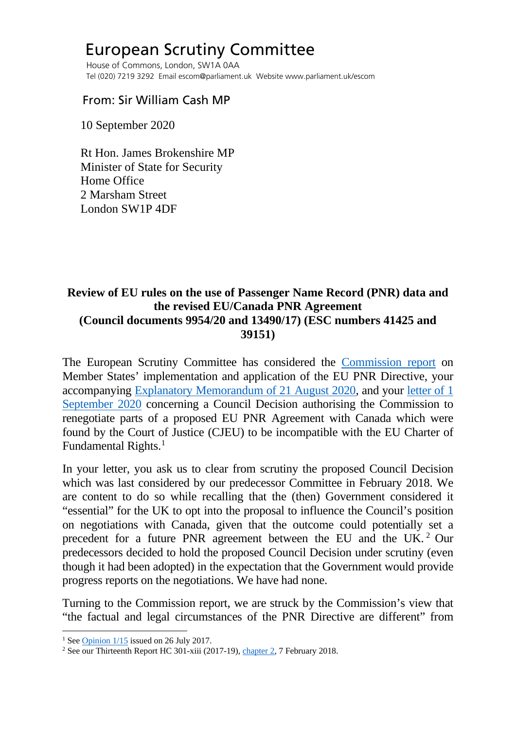# European Scrutiny Committee

House of Commons, London, SW1A 0AA
Tel (020) 7219 3292 Email escom@parliament.uk Website www.parliament.uk/escom

From: Sir William Cash MP

10 September 2020

Rt Hon. James Brokenshire MP
Minister of State for Security
Home Office
2 Marsham Street
London SW1P 4DF

**Review of EU rules on the use of Passenger Name Record (PNR) data and the revised EU/Canada PNR Agreement (Council documents 9954/20 and 13490/17) (ESC numbers 41425 and 39151)**

The European Scrutiny Committee has considered the Commission report on Member States' implementation and application of the EU PNR Directive, your accompanying Explanatory Memorandum of 21 August 2020, and your letter of 1 September 2020 concerning a Council Decision authorising the Commission to renegotiate parts of a proposed EU PNR Agreement with Canada which were found by the Court of Justice (CJEU) to be incompatible with the EU Charter of Fundamental Rights.[1]

In your letter, you ask us to clear from scrutiny the proposed Council Decision which was last considered by our predecessor Committee in February 2018. We are content to do so while recalling that the (then) Government considered it "essential" for the UK to opt into the proposal to influence the Council's position on negotiations with Canada, given that the outcome could potentially set a precedent for a future PNR agreement between the EU and the UK.[2] Our predecessors decided to hold the proposed Council Decision under scrutiny (even though it had been adopted) in the expectation that the Government would provide progress reports on the negotiations. We have had none.

Turning to the Commission report, we are struck by the Commission's view that "the factual and legal circumstances of the PNR Directive are different" from

[1] See Opinion 1/15 issued on 26 July 2017.

[2] See our Thirteenth Report HC 301-xiii (2017-19), chapter 2, 7 February 2018.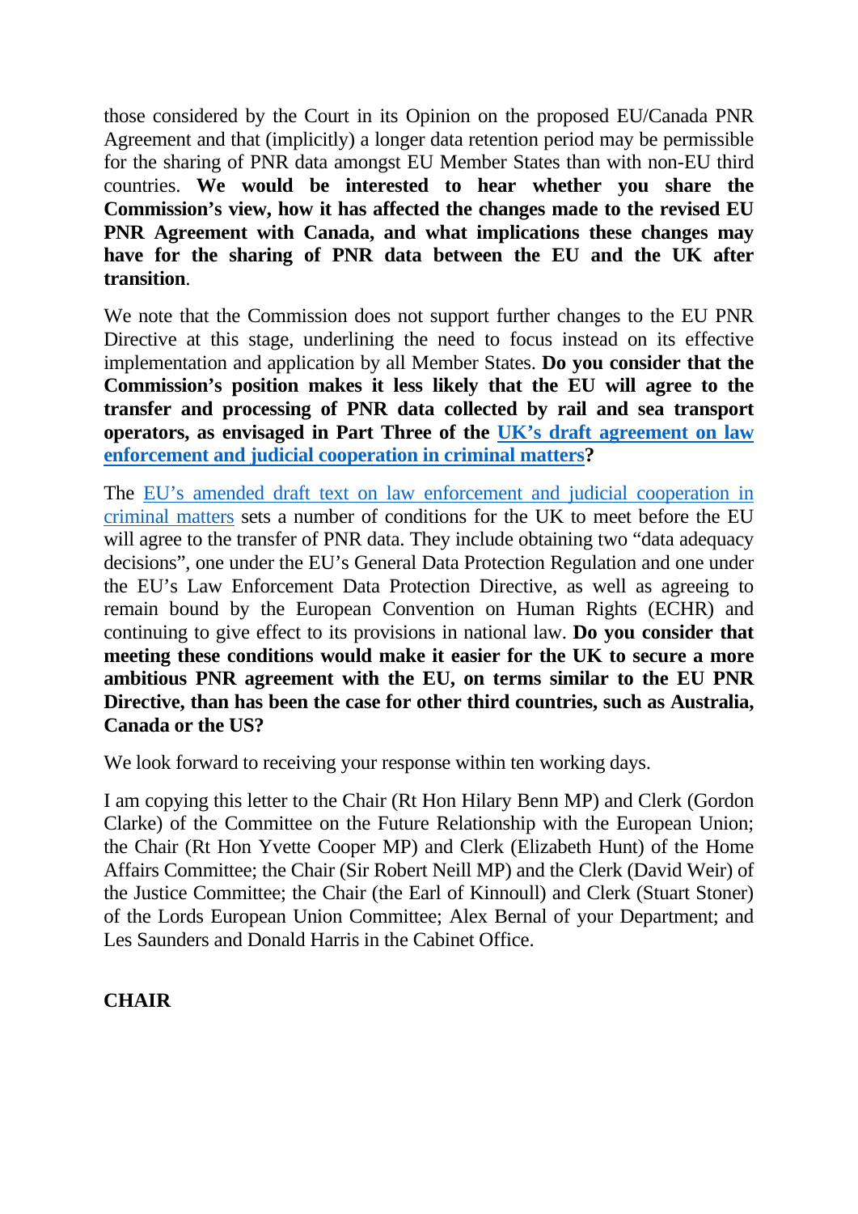those considered by the Court in its Opinion on the proposed EU/Canada PNR Agreement and that (implicitly) a longer data retention period may be permissible for the sharing of PNR data amongst EU Member States than with non-EU third countries. **We would be interested to hear whether you share the Commission's view, how it has affected the changes made to the revised EU PNR Agreement with Canada, and what implications these changes may have for the sharing of PNR data between the EU and the UK after transition**.

We note that the Commission does not support further changes to the EU PNR Directive at this stage, underlining the need to focus instead on its effective implementation and application by all Member States. **Do you consider that the Commission's position makes it less likely that the EU will agree to the transfer and processing of PNR data collected by rail and sea transport operators, as envisaged in Part Three of the [UK's draft agreement on law enforcement and judicial cooperation in criminal matters](#)?**

The [EU's amended draft text on law enforcement and judicial cooperation in criminal matters](#) sets a number of conditions for the UK to meet before the EU will agree to the transfer of PNR data. They include obtaining two "data adequacy decisions", one under the EU's General Data Protection Regulation and one under the EU's Law Enforcement Data Protection Directive, as well as agreeing to remain bound by the European Convention on Human Rights (ECHR) and continuing to give effect to its provisions in national law. **Do you consider that meeting these conditions would make it easier for the UK to secure a more ambitious PNR agreement with the EU, on terms similar to the EU PNR Directive, than has been the case for other third countries, such as Australia, Canada or the US?**

We look forward to receiving your response within ten working days.

I am copying this letter to the Chair (Rt Hon Hilary Benn MP) and Clerk (Gordon Clarke) of the Committee on the Future Relationship with the European Union; the Chair (Rt Hon Yvette Cooper MP) and Clerk (Elizabeth Hunt) of the Home Affairs Committee; the Chair (Sir Robert Neill MP) and the Clerk (David Weir) of the Justice Committee; the Chair (the Earl of Kinnoull) and Clerk (Stuart Stoner) of the Lords European Union Committee; Alex Bernal of your Department; and Les Saunders and Donald Harris in the Cabinet Office.

**CHAIR**